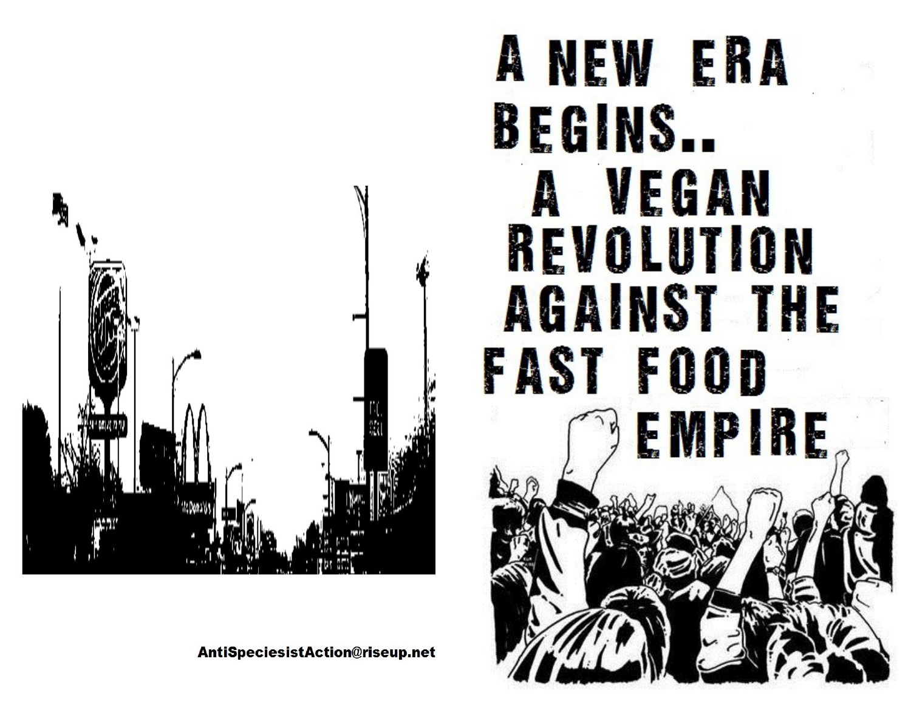AntiSpeciesistAction@riseup.net

# A NEW ERA BEGINS.. A VEGAN REVOLUTION AGAINST THE FAST FOOD EMPIRE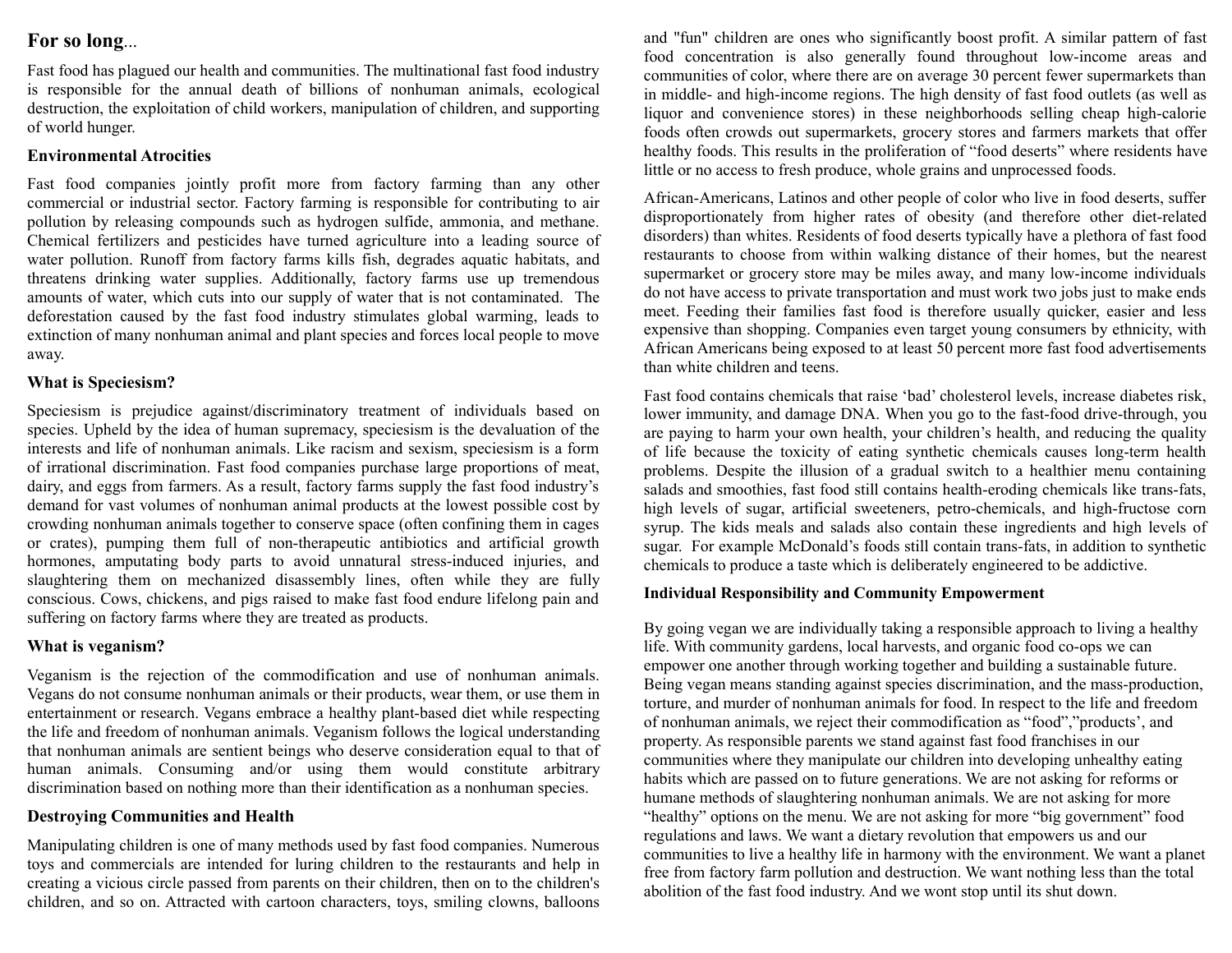## For so long...

Fast food has plagued our health and communities. The multinational fast food industry is responsible for the annual death of billions of nonhuman animals, ecological destruction, the exploitation of child workers, manipulation of children, and supporting of world hunger.

### Environmental Atrocities

Fast food companies jointly profit more from factory farming than any other commercial or industrial sector. Factory farming is responsible for contributing to air pollution by releasing compounds such as hydrogen sulfide, ammonia, and methane. Chemical fertilizers and pesticides have turned agriculture into a leading source of water pollution. Runoff from factory farms kills fish, degrades aquatic habitats, and threatens drinking water supplies. Additionally, factory farms use up tremendous amounts of water, which cuts into our supply of water that is not contaminated. The deforestation caused by the fast food industry stimulates global warming, leads to extinction of many nonhuman animal and plant species and forces local people to move away.

### What is Speciesism?

Speciesism is prejudice against/discriminatory treatment of individuals based on species. Upheld by the idea of human supremacy, speciesism is the devaluation of the interests and life of nonhuman animals. Like racism and sexism, speciesism is a form of irrational discrimination. Fast food companies purchase large proportions of meat, dairy, and eggs from farmers. As a result, factory farms supply the fast food industry's demand for vast volumes of nonhuman animal products at the lowest possible cost by crowding nonhuman animals together to conserve space (often confining them in cages or crates), pumping them full of non-therapeutic antibiotics and artificial growth hormones, amputating body parts to avoid unnatural stress-induced injuries, and slaughtering them on mechanized disassembly lines, often while they are fully conscious. Cows, chickens, and pigs raised to make fast food endure lifelong pain and suffering on factory farms where they are treated as products.

### What is veganism?

Veganism is the rejection of the commodification and use of nonhuman animals. Vegans do not consume nonhuman animals or their products, wear them, or use them in entertainment or research. Vegans embrace a healthy plant-based diet while respecting the life and freedom of nonhuman animals. Veganism follows the logical understanding that nonhuman animals are sentient beings who deserve consideration equal to that of human animals. Consuming and/or using them would constitute arbitrary discrimination based on nothing more than their identification as a nonhuman species.

### Destroying Communities and Health

Manipulating children is one of many methods used by fast food companies. Numerous toys and commercials are intended for luring children to the restaurants and help in creating a vicious circle passed from parents on their children, then on to the children's children, and so on. Attracted with cartoon characters, toys, smiling clowns, balloons and "fun" children are ones who significantly boost profit. A similar pattern of fast food concentration is also generally found throughout low-income areas and communities of color, where there are on average 30 percent fewer supermarkets than in middle- and high-income regions. The high density of fast food outlets (as well as liquor and convenience stores) in these neighborhoods selling cheap high-calorie foods often crowds out supermarkets, grocery stores and farmers markets that offer healthy foods. This results in the proliferation of "food deserts" where residents have little or no access to fresh produce, whole grains and unprocessed foods.

African-Americans, Latinos and other people of color who live in food deserts, suffer disproportionately from higher rates of obesity (and therefore other diet-related disorders) than whites. Residents of food deserts typically have a plethora of fast food restaurants to choose from within walking distance of their homes, but the nearest supermarket or grocery store may be miles away, and many low-income individuals do not have access to private transportation and must work two jobs just to make ends meet. Feeding their families fast food is therefore usually quicker, easier and less expensive than shopping. Companies even target young consumers by ethnicity, with African Americans being exposed to at least 50 percent more fast food advertisements than white children and teens.

Fast food contains chemicals that raise 'bad' cholesterol levels, increase diabetes risk, lower immunity, and damage DNA. When you go to the fast-food drive-through, you are paying to harm your own health, your children's health, and reducing the quality of life because the toxicity of eating synthetic chemicals causes long-term health problems. Despite the illusion of a gradual switch to a healthier menu containing salads and smoothies, fast food still contains health-eroding chemicals like trans-fats, high levels of sugar, artificial sweeteners, petro-chemicals, and high-fructose corn syrup. The kids meals and salads also contain these ingredients and high levels of sugar. For example McDonald's foods still contain trans-fats, in addition to synthetic chemicals to produce a taste which is deliberately engineered to be addictive.

### Individual Responsibility and Community Empowerment

By going vegan we are individually taking a responsible approach to living a healthy life. With community gardens, local harvests, and organic food co-ops we can empower one another through working together and building a sustainable future. Being vegan means standing against species discrimination, and the mass-production, torture, and murder of nonhuman animals for food. In respect to the life and freedom of nonhuman animals, we reject their commodification as "food","products', and property. As responsible parents we stand against fast food franchises in our communities where they manipulate our children into developing unhealthy eating habits which are passed on to future generations. We are not asking for reforms or humane methods of slaughtering nonhuman animals. We are not asking for more "healthy" options on the menu. We are not asking for more "big government" food regulations and laws. We want a dietary revolution that empowers us and our communities to live a healthy life in harmony with the environment. We want a planet free from factory farm pollution and destruction. We want nothing less than the total abolition of the fast food industry. And we wont stop until its shut down.